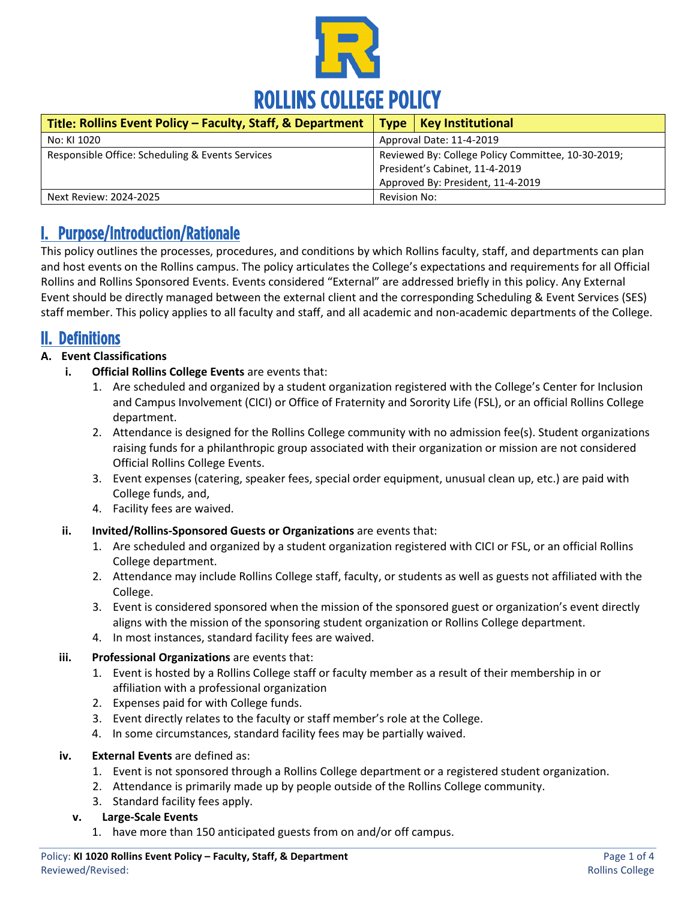# ROLLINS COLLEGE POLICY

| Title: Rollins Event Policy – Faculty, Staff, & Department | Type: Key Institutional |
|---|---|
| No: KI 1020 | Approval Date: 11-4-2019 |
| Responsible Office: Scheduling & Events Services | Reviewed By: College Policy Committee, 10-30-2019; President's Cabinet, 11-4-2019<br>Approved By: President, 11-4-2019 |
| Next Review: 2024-2025 | Revision No: |

## I. Purpose/Introduction/Rationale

This policy outlines the processes, procedures, and conditions by which Rollins faculty, staff, and departments can plan and host events on the Rollins campus. The policy articulates the College's expectations and requirements for all Official Rollins and Rollins Sponsored Events. Events considered "External" are addressed briefly in this policy. Any External Event should be directly managed between the external client and the corresponding Scheduling & Event Services (SES) staff member. This policy applies to all faculty and staff, and all academic and non-academic departments of the College.

## II. Definitions

**A. Event Classifications**

**i. Official Rollins College Events** are events that:

1. Are scheduled and organized by a student organization registered with the College's Center for Inclusion and Campus Involvement (CICI) or Office of Fraternity and Sorority Life (FSL), or an official Rollins College department.
2. Attendance is designed for the Rollins College community with no admission fee(s). Student organizations raising funds for a philanthropic group associated with their organization or mission are not considered Official Rollins College Events.
3. Event expenses (catering, speaker fees, special order equipment, unusual clean up, etc.) are paid with College funds, and,
4. Facility fees are waived.

**ii. Invited/Rollins-Sponsored Guests or Organizations** are events that:

1. Are scheduled and organized by a student organization registered with CICI or FSL, or an official Rollins College department.
2. Attendance may include Rollins College staff, faculty, or students as well as guests not affiliated with the College.
3. Event is considered sponsored when the mission of the sponsored guest or organization's event directly aligns with the mission of the sponsoring student organization or Rollins College department.
4. In most instances, standard facility fees are waived.

**iii. Professional Organizations** are events that:

1. Event is hosted by a Rollins College staff or faculty member as a result of their membership in or affiliation with a professional organization
2. Expenses paid for with College funds.
3. Event directly relates to the faculty or staff member's role at the College.
4. In some circumstances, standard facility fees may be partially waived.

**iv. External Events** are defined as:

1. Event is not sponsored through a Rollins College department or a registered student organization.
2. Attendance is primarily made up by people outside of the Rollins College community.
3. Standard facility fees apply.

**v. Large-Scale Events**

1. have more than 150 anticipated guests from on and/or off campus.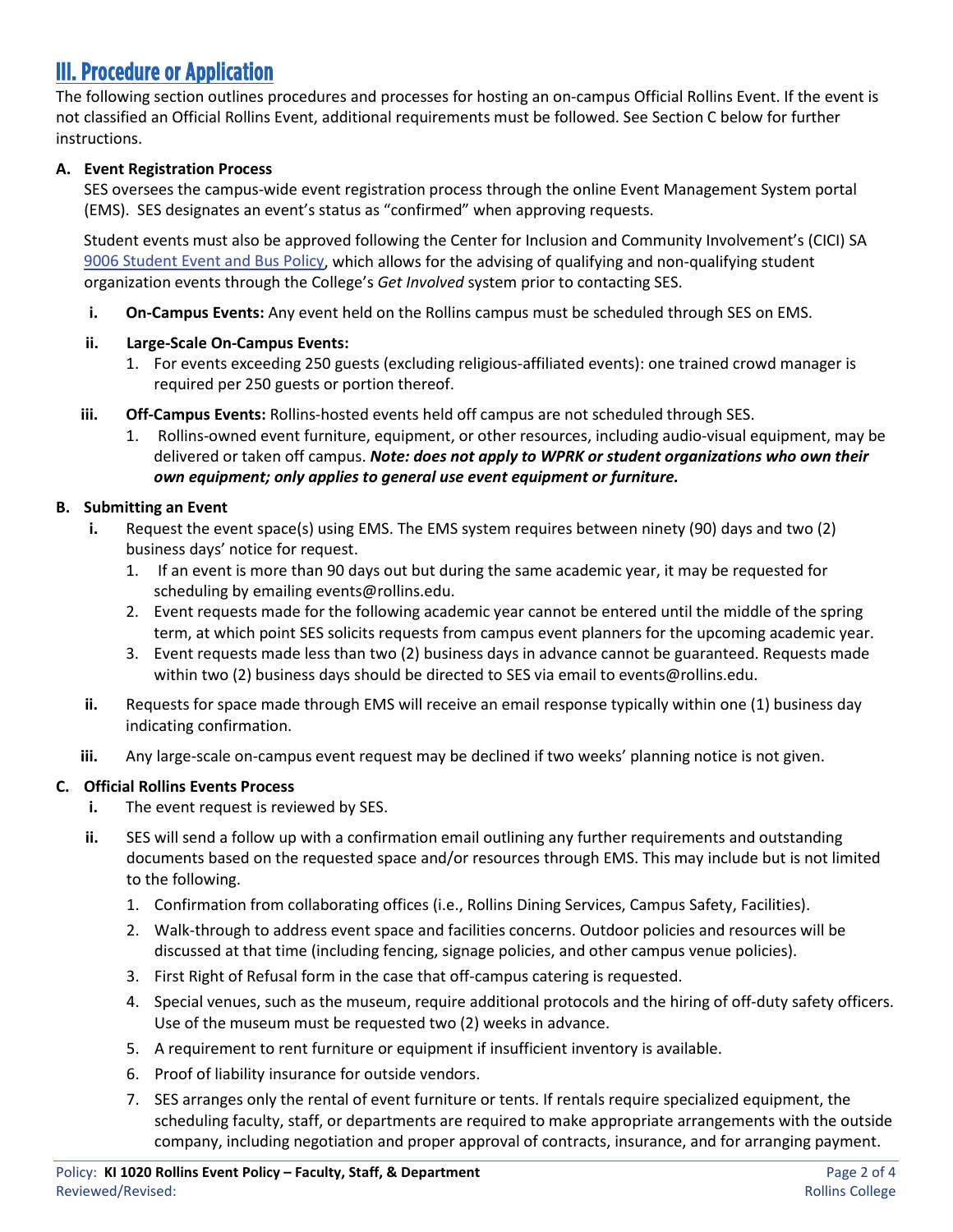## III. Procedure or Application

The following section outlines procedures and processes for hosting an on-campus Official Rollins Event. If the event is not classified an Official Rollins Event, additional requirements must be followed. See Section C below for further instructions.

**A. Event Registration Process**

SES oversees the campus-wide event registration process through the online Event Management System portal (EMS). SES designates an event's status as "confirmed" when approving requests.

Student events must also be approved following the Center for Inclusion and Community Involvement's (CICI) SA 9006 Student Event and Bus Policy, which allows for the advising of qualifying and non-qualifying student organization events through the College's *Get Involved* system prior to contacting SES.

i. **On-Campus Events:** Any event held on the Rollins campus must be scheduled through SES on EMS.

ii. **Large-Scale On-Campus Events:**
   1. For events exceeding 250 guests (excluding religious-affiliated events): one trained crowd manager is required per 250 guests or portion thereof.

iii. **Off-Campus Events:** Rollins-hosted events held off campus are not scheduled through SES.
   1. Rollins-owned event furniture, equipment, or other resources, including audio-visual equipment, may be delivered or taken off campus. ***Note: does not apply to WPRK or student organizations who own their own equipment; only applies to general use event equipment or furniture.***

**B. Submitting an Event**

i. Request the event space(s) using EMS. The EMS system requires between ninety (90) days and two (2) business days' notice for request.
   1. If an event is more than 90 days out but during the same academic year, it may be requested for scheduling by emailing events@rollins.edu.
   2. Event requests made for the following academic year cannot be entered until the middle of the spring term, at which point SES solicits requests from campus event planners for the upcoming academic year.
   3. Event requests made less than two (2) business days in advance cannot be guaranteed. Requests made within two (2) business days should be directed to SES via email to events@rollins.edu.

ii. Requests for space made through EMS will receive an email response typically within one (1) business day indicating confirmation.

iii. Any large-scale on-campus event request may be declined if two weeks' planning notice is not given.

**C. Official Rollins Events Process**

i. The event request is reviewed by SES.

ii. SES will send a follow up with a confirmation email outlining any further requirements and outstanding documents based on the requested space and/or resources through EMS. This may include but is not limited to the following.
   1. Confirmation from collaborating offices (i.e., Rollins Dining Services, Campus Safety, Facilities).
   2. Walk-through to address event space and facilities concerns. Outdoor policies and resources will be discussed at that time (including fencing, signage policies, and other campus venue policies).
   3. First Right of Refusal form in the case that off-campus catering is requested.
   4. Special venues, such as the museum, require additional protocols and the hiring of off-duty safety officers. Use of the museum must be requested two (2) weeks in advance.
   5. A requirement to rent furniture or equipment if insufficient inventory is available.
   6. Proof of liability insurance for outside vendors.
   7. SES arranges only the rental of event furniture or tents. If rentals require specialized equipment, the scheduling faculty, staff, or departments are required to make appropriate arrangements with the outside company, including negotiation and proper approval of contracts, insurance, and for arranging payment.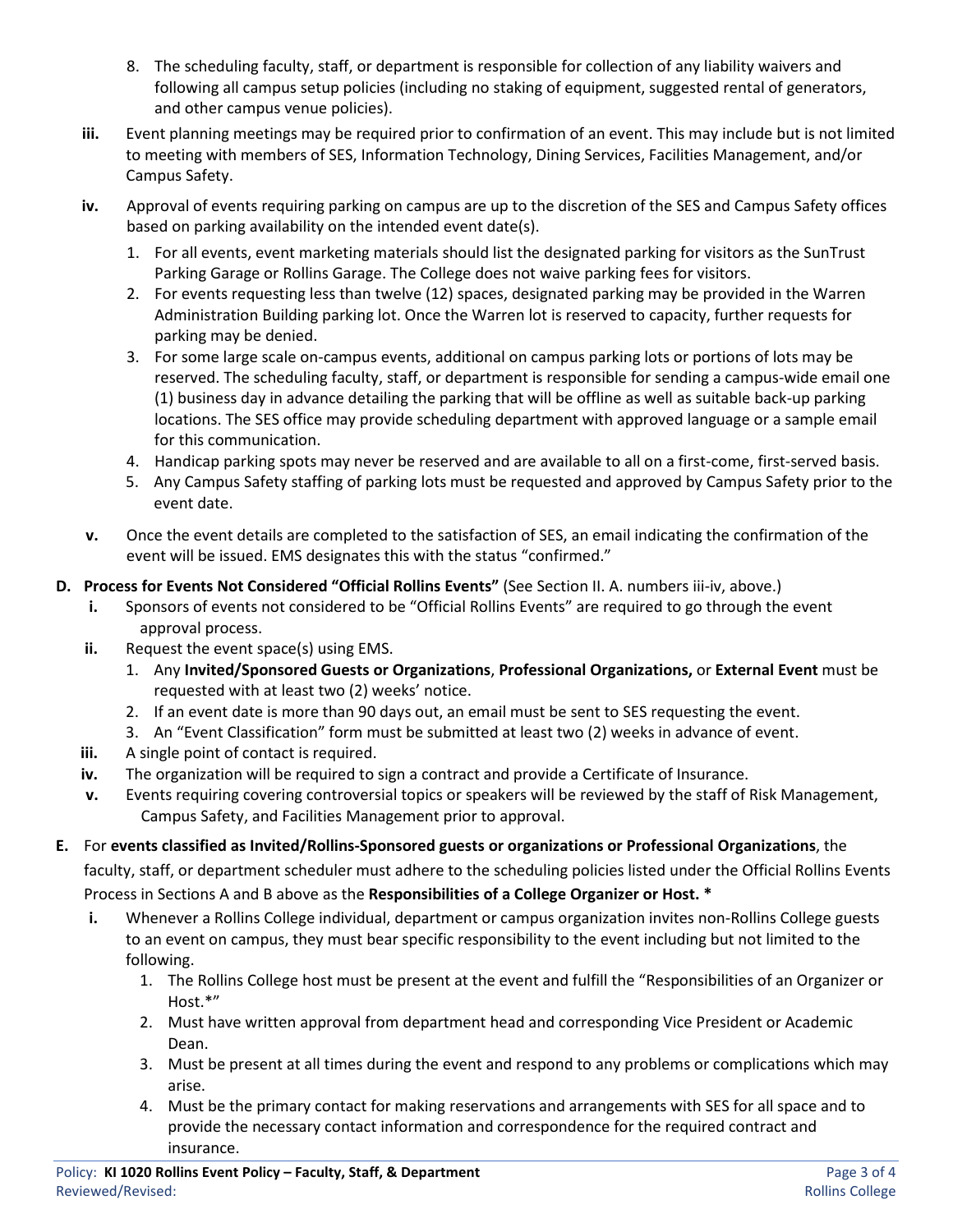8. The scheduling faculty, staff, or department is responsible for collection of any liability waivers and following all campus setup policies (including no staking of equipment, suggested rental of generators, and other campus venue policies).

**iii.** Event planning meetings may be required prior to confirmation of an event. This may include but is not limited to meeting with members of SES, Information Technology, Dining Services, Facilities Management, and/or Campus Safety.

**iv.** Approval of events requiring parking on campus are up to the discretion of the SES and Campus Safety offices based on parking availability on the intended event date(s).

1. For all events, event marketing materials should list the designated parking for visitors as the SunTrust Parking Garage or Rollins Garage. The College does not waive parking fees for visitors.
2. For events requesting less than twelve (12) spaces, designated parking may be provided in the Warren Administration Building parking lot. Once the Warren lot is reserved to capacity, further requests for parking may be denied.
3. For some large scale on-campus events, additional on campus parking lots or portions of lots may be reserved. The scheduling faculty, staff, or department is responsible for sending a campus-wide email one (1) business day in advance detailing the parking that will be offline as well as suitable back-up parking locations. The SES office may provide scheduling department with approved language or a sample email for this communication.
4. Handicap parking spots may never be reserved and are available to all on a first-come, first-served basis.
5. Any Campus Safety staffing of parking lots must be requested and approved by Campus Safety prior to the event date.

**v.** Once the event details are completed to the satisfaction of SES, an email indicating the confirmation of the event will be issued. EMS designates this with the status "confirmed."

**D. Process for Events Not Considered "Official Rollins Events"** (See Section II. A. numbers iii-iv, above.)

**i.** Sponsors of events not considered to be "Official Rollins Events" are required to go through the event approval process.

**ii.** Request the event space(s) using EMS.

1. Any **Invited/Sponsored Guests or Organizations**, **Professional Organizations,** or **External Event** must be requested with at least two (2) weeks' notice.
2. If an event date is more than 90 days out, an email must be sent to SES requesting the event.
3. An "Event Classification" form must be submitted at least two (2) weeks in advance of event.

**iii.** A single point of contact is required.

**iv.** The organization will be required to sign a contract and provide a Certificate of Insurance.

**v.** Events requiring covering controversial topics or speakers will be reviewed by the staff of Risk Management, Campus Safety, and Facilities Management prior to approval.

**E.** For **events classified as Invited/Rollins-Sponsored guests or organizations or Professional Organizations**, the faculty, staff, or department scheduler must adhere to the scheduling policies listed under the Official Rollins Events Process in Sections A and B above as the **Responsibilities of a College Organizer or Host. ***

**i.** Whenever a Rollins College individual, department or campus organization invites non-Rollins College guests to an event on campus, they must bear specific responsibility to the event including but not limited to the following.

1. The Rollins College host must be present at the event and fulfill the "Responsibilities of an Organizer or Host.*"
2. Must have written approval from department head and corresponding Vice President or Academic Dean.
3. Must be present at all times during the event and respond to any problems or complications which may arise.
4. Must be the primary contact for making reservations and arrangements with SES for all space and to provide the necessary contact information and correspondence for the required contract and insurance.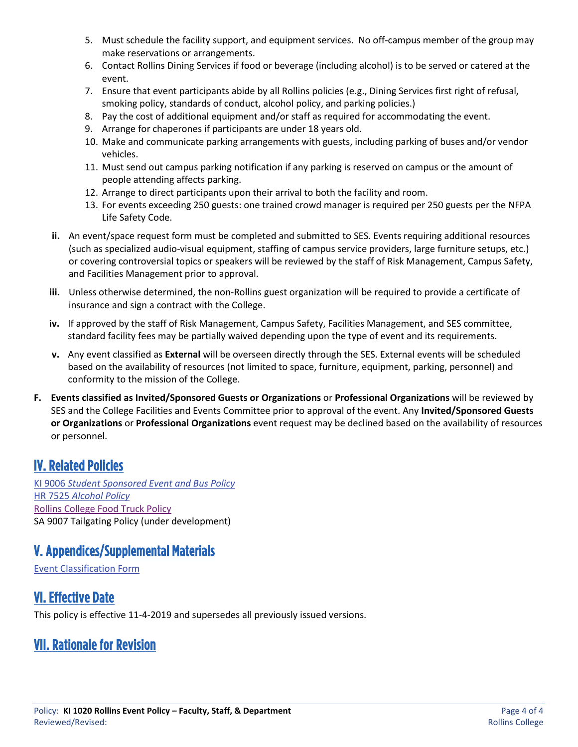5. Must schedule the facility support, and equipment services. No off-campus member of the group may make reservations or arrangements.
6. Contact Rollins Dining Services if food or beverage (including alcohol) is to be served or catered at the event.
7. Ensure that event participants abide by all Rollins policies (e.g., Dining Services first right of refusal, smoking policy, standards of conduct, alcohol policy, and parking policies.)
8. Pay the cost of additional equipment and/or staff as required for accommodating the event.
9. Arrange for chaperones if participants are under 18 years old.
10. Make and communicate parking arrangements with guests, including parking of buses and/or vendor vehicles.
11. Must send out campus parking notification if any parking is reserved on campus or the amount of people attending affects parking.
12. Arrange to direct participants upon their arrival to both the facility and room.
13. For events exceeding 250 guests: one trained crowd manager is required per 250 guests per the NFPA Life Safety Code.

**ii.** An event/space request form must be completed and submitted to SES. Events requiring additional resources (such as specialized audio-visual equipment, staffing of campus service providers, large furniture setups, etc.) or covering controversial topics or speakers will be reviewed by the staff of Risk Management, Campus Safety, and Facilities Management prior to approval.

**iii.** Unless otherwise determined, the non-Rollins guest organization will be required to provide a certificate of insurance and sign a contract with the College.

**iv.** If approved by the staff of Risk Management, Campus Safety, Facilities Management, and SES committee, standard facility fees may be partially waived depending upon the type of event and its requirements.

**v.** Any event classified as **External** will be overseen directly through the SES. External events will be scheduled based on the availability of resources (not limited to space, furniture, equipment, parking, personnel) and conformity to the mission of the College.

**F. Events classified as Invited/Sponsored Guests or Organizations** or **Professional Organizations** will be reviewed by SES and the College Facilities and Events Committee prior to approval of the event. Any **Invited/Sponsored Guests or Organizations** or **Professional Organizations** event request may be declined based on the availability of resources or personnel.

## IV. Related Policies

KI 9006 *Student Sponsored Event and Bus Policy*
HR 7525 *Alcohol Policy*
Rollins College Food Truck Policy
SA 9007 Tailgating Policy (under development)

## V. Appendices/Supplemental Materials

Event Classification Form

## VI. Effective Date

This policy is effective 11-4-2019 and supersedes all previously issued versions.

## VII. Rationale for Revision